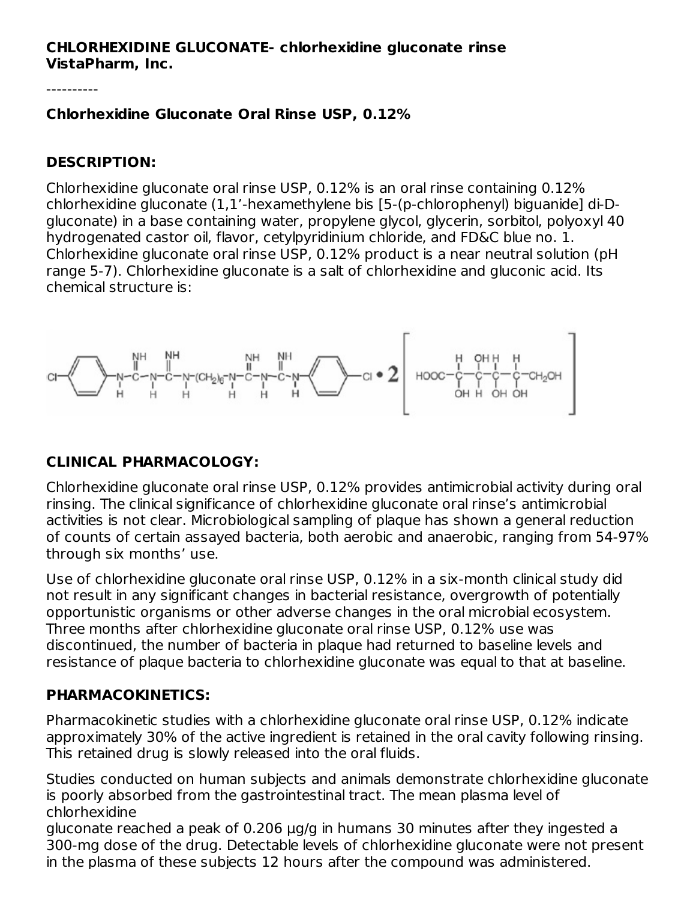**CHLORHEXIDINE GLUCONATE- chlorhexidine gluconate rinse**
**VistaPharm, Inc.**

----------

**Chlorhexidine Gluconate Oral Rinse USP, 0.12%**

## DESCRIPTION:

Chlorhexidine gluconate oral rinse USP, 0.12% is an oral rinse containing 0.12% chlorhexidine gluconate (1,1'-hexamethylene bis [5-(p-chlorophenyl) biguanide] di-D-gluconate) in a base containing water, propylene glycol, glycerin, sorbitol, polyoxyl 40 hydrogenated castor oil, flavor, cetylpyridinium chloride, and FD&C blue no. 1. Chlorhexidine gluconate oral rinse USP, 0.12% product is a near neutral solution (pH range 5-7). Chlorhexidine gluconate is a salt of chlorhexidine and gluconic acid. Its chemical structure is:

## CLINICAL PHARMACOLOGY:

Chlorhexidine gluconate oral rinse USP, 0.12% provides antimicrobial activity during oral rinsing. The clinical significance of chlorhexidine gluconate oral rinse's antimicrobial activities is not clear. Microbiological sampling of plaque has shown a general reduction of counts of certain assayed bacteria, both aerobic and anaerobic, ranging from 54-97% through six months' use.

Use of chlorhexidine gluconate oral rinse USP, 0.12% in a six-month clinical study did not result in any significant changes in bacterial resistance, overgrowth of potentially opportunistic organisms or other adverse changes in the oral microbial ecosystem. Three months after chlorhexidine gluconate oral rinse USP, 0.12% use was discontinued, the number of bacteria in plaque had returned to baseline levels and resistance of plaque bacteria to chlorhexidine gluconate was equal to that at baseline.

## PHARMACOKINETICS:

Pharmacokinetic studies with a chlorhexidine gluconate oral rinse USP, 0.12% indicate approximately 30% of the active ingredient is retained in the oral cavity following rinsing. This retained drug is slowly released into the oral fluids.

Studies conducted on human subjects and animals demonstrate chlorhexidine gluconate is poorly absorbed from the gastrointestinal tract. The mean plasma level of chlorhexidine gluconate reached a peak of 0.206 µg/g in humans 30 minutes after they ingested a 300-mg dose of the drug. Detectable levels of chlorhexidine gluconate were not present in the plasma of these subjects 12 hours after the compound was administered.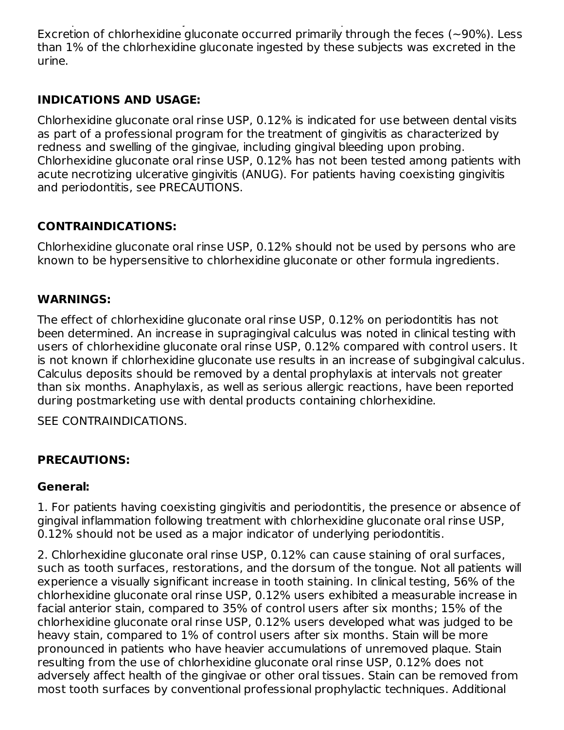Excretion of chlorhexidine gluconate occurred primarily through the feces (~90%). Less than 1% of the chlorhexidine gluconate ingested by these subjects was excreted in the urine.

## INDICATIONS AND USAGE:

Chlorhexidine gluconate oral rinse USP, 0.12% is indicated for use between dental visits as part of a professional program for the treatment of gingivitis as characterized by redness and swelling of the gingivae, including gingival bleeding upon probing. Chlorhexidine gluconate oral rinse USP, 0.12% has not been tested among patients with acute necrotizing ulcerative gingivitis (ANUG). For patients having coexisting gingivitis and periodontitis, see PRECAUTIONS.

## CONTRAINDICATIONS:

Chlorhexidine gluconate oral rinse USP, 0.12% should not be used by persons who are known to be hypersensitive to chlorhexidine gluconate or other formula ingredients.

## WARNINGS:

The effect of chlorhexidine gluconate oral rinse USP, 0.12% on periodontitis has not been determined. An increase in supragingival calculus was noted in clinical testing with users of chlorhexidine gluconate oral rinse USP, 0.12% compared with control users. It is not known if chlorhexidine gluconate use results in an increase of subgingival calculus. Calculus deposits should be removed by a dental prophylaxis at intervals not greater than six months. Anaphylaxis, as well as serious allergic reactions, have been reported during postmarketing use with dental products containing chlorhexidine.

SEE CONTRAINDICATIONS.

## PRECAUTIONS:

### General:

1. For patients having coexisting gingivitis and periodontitis, the presence or absence of gingival inflammation following treatment with chlorhexidine gluconate oral rinse USP, 0.12% should not be used as a major indicator of underlying periodontitis.

2. Chlorhexidine gluconate oral rinse USP, 0.12% can cause staining of oral surfaces, such as tooth surfaces, restorations, and the dorsum of the tongue. Not all patients will experience a visually significant increase in tooth staining. In clinical testing, 56% of the chlorhexidine gluconate oral rinse USP, 0.12% users exhibited a measurable increase in facial anterior stain, compared to 35% of control users after six months; 15% of the chlorhexidine gluconate oral rinse USP, 0.12% users developed what was judged to be heavy stain, compared to 1% of control users after six months. Stain will be more pronounced in patients who have heavier accumulations of unremoved plaque. Stain resulting from the use of chlorhexidine gluconate oral rinse USP, 0.12% does not adversely affect health of the gingivae or other oral tissues. Stain can be removed from most tooth surfaces by conventional professional prophylactic techniques. Additional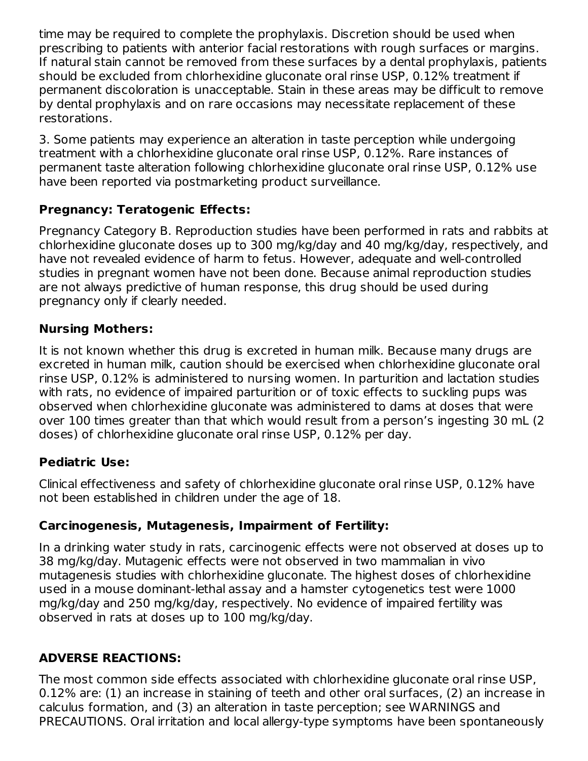time may be required to complete the prophylaxis. Discretion should be used when prescribing to patients with anterior facial restorations with rough surfaces or margins. If natural stain cannot be removed from these surfaces by a dental prophylaxis, patients should be excluded from chlorhexidine gluconate oral rinse USP, 0.12% treatment if permanent discoloration is unacceptable. Stain in these areas may be difficult to remove by dental prophylaxis and on rare occasions may necessitate replacement of these restorations.

3. Some patients may experience an alteration in taste perception while undergoing treatment with a chlorhexidine gluconate oral rinse USP, 0.12%. Rare instances of permanent taste alteration following chlorhexidine gluconate oral rinse USP, 0.12% use have been reported via postmarketing product surveillance.

### Pregnancy: Teratogenic Effects:

Pregnancy Category B. Reproduction studies have been performed in rats and rabbits at chlorhexidine gluconate doses up to 300 mg/kg/day and 40 mg/kg/day, respectively, and have not revealed evidence of harm to fetus. However, adequate and well-controlled studies in pregnant women have not been done. Because animal reproduction studies are not always predictive of human response, this drug should be used during pregnancy only if clearly needed.

### Nursing Mothers:

It is not known whether this drug is excreted in human milk. Because many drugs are excreted in human milk, caution should be exercised when chlorhexidine gluconate oral rinse USP, 0.12% is administered to nursing women. In parturition and lactation studies with rats, no evidence of impaired parturition or of toxic effects to suckling pups was observed when chlorhexidine gluconate was administered to dams at doses that were over 100 times greater than that which would result from a person's ingesting 30 mL (2 doses) of chlorhexidine gluconate oral rinse USP, 0.12% per day.

### Pediatric Use:

Clinical effectiveness and safety of chlorhexidine gluconate oral rinse USP, 0.12% have not been established in children under the age of 18.

### Carcinogenesis, Mutagenesis, Impairment of Fertility:

In a drinking water study in rats, carcinogenic effects were not observed at doses up to 38 mg/kg/day. Mutagenic effects were not observed in two mammalian in vivo mutagenesis studies with chlorhexidine gluconate. The highest doses of chlorhexidine used in a mouse dominant-lethal assay and a hamster cytogenetics test were 1000 mg/kg/day and 250 mg/kg/day, respectively. No evidence of impaired fertility was observed in rats at doses up to 100 mg/kg/day.

## ADVERSE REACTIONS:

The most common side effects associated with chlorhexidine gluconate oral rinse USP, 0.12% are: (1) an increase in staining of teeth and other oral surfaces, (2) an increase in calculus formation, and (3) an alteration in taste perception; see WARNINGS and PRECAUTIONS. Oral irritation and local allergy-type symptoms have been spontaneously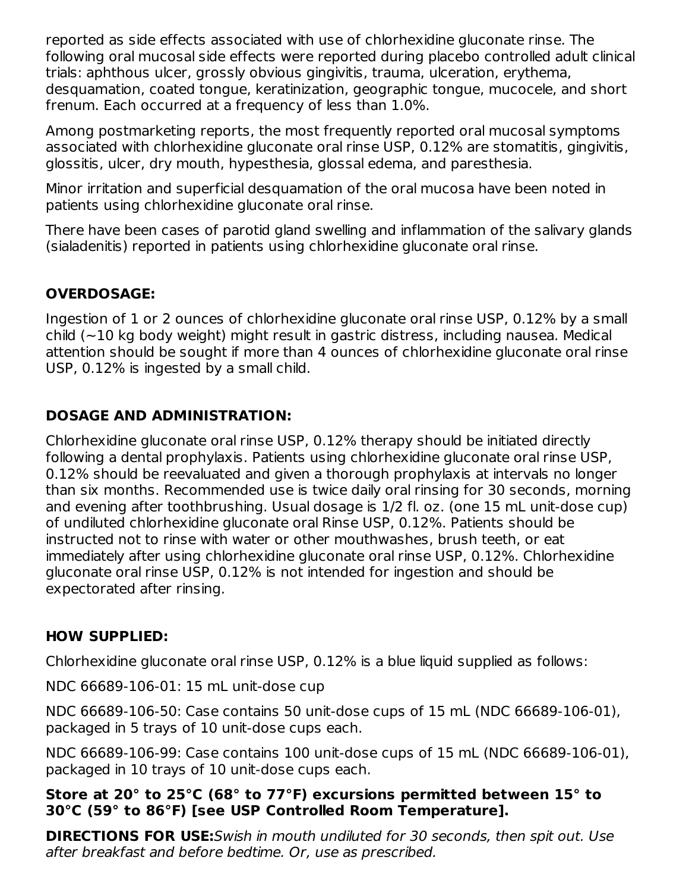reported as side effects associated with use of chlorhexidine gluconate rinse. The following oral mucosal side effects were reported during placebo controlled adult clinical trials: aphthous ulcer, grossly obvious gingivitis, trauma, ulceration, erythema, desquamation, coated tongue, keratinization, geographic tongue, mucocele, and short frenum. Each occurred at a frequency of less than 1.0%.

Among postmarketing reports, the most frequently reported oral mucosal symptoms associated with chlorhexidine gluconate oral rinse USP, 0.12% are stomatitis, gingivitis, glossitis, ulcer, dry mouth, hypesthesia, glossal edema, and paresthesia.

Minor irritation and superficial desquamation of the oral mucosa have been noted in patients using chlorhexidine gluconate oral rinse.

There have been cases of parotid gland swelling and inflammation of the salivary glands (sialadenitis) reported in patients using chlorhexidine gluconate oral rinse.

## OVERDOSAGE:

Ingestion of 1 or 2 ounces of chlorhexidine gluconate oral rinse USP, 0.12% by a small child (~10 kg body weight) might result in gastric distress, including nausea. Medical attention should be sought if more than 4 ounces of chlorhexidine gluconate oral rinse USP, 0.12% is ingested by a small child.

## DOSAGE AND ADMINISTRATION:

Chlorhexidine gluconate oral rinse USP, 0.12% therapy should be initiated directly following a dental prophylaxis. Patients using chlorhexidine gluconate oral rinse USP, 0.12% should be reevaluated and given a thorough prophylaxis at intervals no longer than six months. Recommended use is twice daily oral rinsing for 30 seconds, morning and evening after toothbrushing. Usual dosage is 1/2 fl. oz. (one 15 mL unit-dose cup) of undiluted chlorhexidine gluconate oral Rinse USP, 0.12%. Patients should be instructed not to rinse with water or other mouthwashes, brush teeth, or eat immediately after using chlorhexidine gluconate oral rinse USP, 0.12%. Chlorhexidine gluconate oral rinse USP, 0.12% is not intended for ingestion and should be expectorated after rinsing.

## HOW SUPPLIED:

Chlorhexidine gluconate oral rinse USP, 0.12% is a blue liquid supplied as follows:

NDC 66689-106-01: 15 mL unit-dose cup

NDC 66689-106-50: Case contains 50 unit-dose cups of 15 mL (NDC 66689-106-01), packaged in 5 trays of 10 unit-dose cups each.

NDC 66689-106-99: Case contains 100 unit-dose cups of 15 mL (NDC 66689-106-01), packaged in 10 trays of 10 unit-dose cups each.

**Store at 20° to 25°C (68° to 77°F) excursions permitted between 15° to 30°C (59° to 86°F) [see USP Controlled Room Temperature].**

**DIRECTIONS FOR USE:***Swish in mouth undiluted for 30 seconds, then spit out. Use after breakfast and before bedtime. Or, use as prescribed.*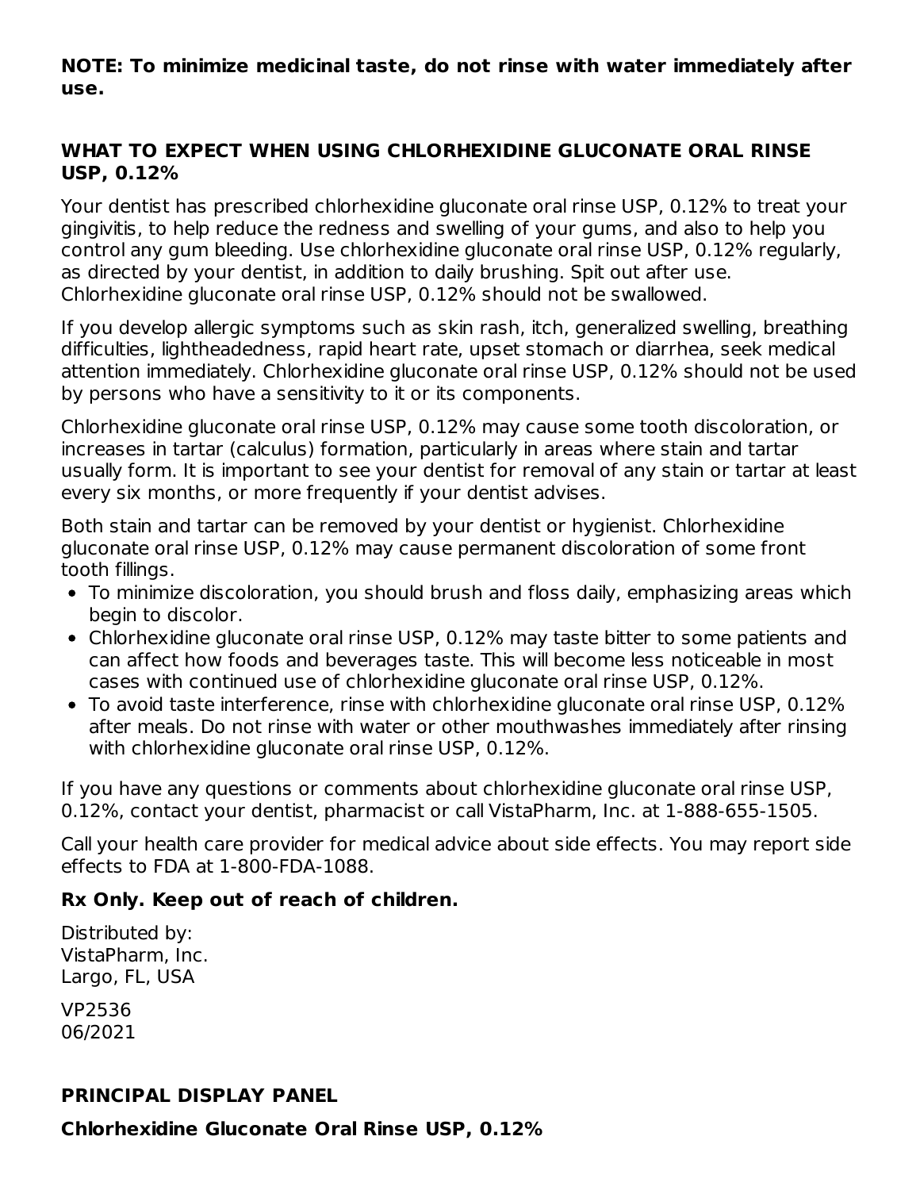**NOTE: To minimize medicinal taste, do not rinse with water immediately after use.**

## WHAT TO EXPECT WHEN USING CHLORHEXIDINE GLUCONATE ORAL RINSE USP, 0.12%

Your dentist has prescribed chlorhexidine gluconate oral rinse USP, 0.12% to treat your gingivitis, to help reduce the redness and swelling of your gums, and also to help you control any gum bleeding. Use chlorhexidine gluconate oral rinse USP, 0.12% regularly, as directed by your dentist, in addition to daily brushing. Spit out after use. Chlorhexidine gluconate oral rinse USP, 0.12% should not be swallowed.

If you develop allergic symptoms such as skin rash, itch, generalized swelling, breathing difficulties, lightheadedness, rapid heart rate, upset stomach or diarrhea, seek medical attention immediately. Chlorhexidine gluconate oral rinse USP, 0.12% should not be used by persons who have a sensitivity to it or its components.

Chlorhexidine gluconate oral rinse USP, 0.12% may cause some tooth discoloration, or increases in tartar (calculus) formation, particularly in areas where stain and tartar usually form. It is important to see your dentist for removal of any stain or tartar at least every six months, or more frequently if your dentist advises.

Both stain and tartar can be removed by your dentist or hygienist. Chlorhexidine gluconate oral rinse USP, 0.12% may cause permanent discoloration of some front tooth fillings.

- To minimize discoloration, you should brush and floss daily, emphasizing areas which begin to discolor.
- Chlorhexidine gluconate oral rinse USP, 0.12% may taste bitter to some patients and can affect how foods and beverages taste. This will become less noticeable in most cases with continued use of chlorhexidine gluconate oral rinse USP, 0.12%.
- To avoid taste interference, rinse with chlorhexidine gluconate oral rinse USP, 0.12% after meals. Do not rinse with water or other mouthwashes immediately after rinsing with chlorhexidine gluconate oral rinse USP, 0.12%.

If you have any questions or comments about chlorhexidine gluconate oral rinse USP, 0.12%, contact your dentist, pharmacist or call VistaPharm, Inc. at 1-888-655-1505.

Call your health care provider for medical advice about side effects. You may report side effects to FDA at 1-800-FDA-1088.

**Rx Only. Keep out of reach of children.**

Distributed by:
VistaPharm, Inc.
Largo, FL, USA

VP2536
06/2021

## PRINCIPAL DISPLAY PANEL

**Chlorhexidine Gluconate Oral Rinse USP, 0.12%**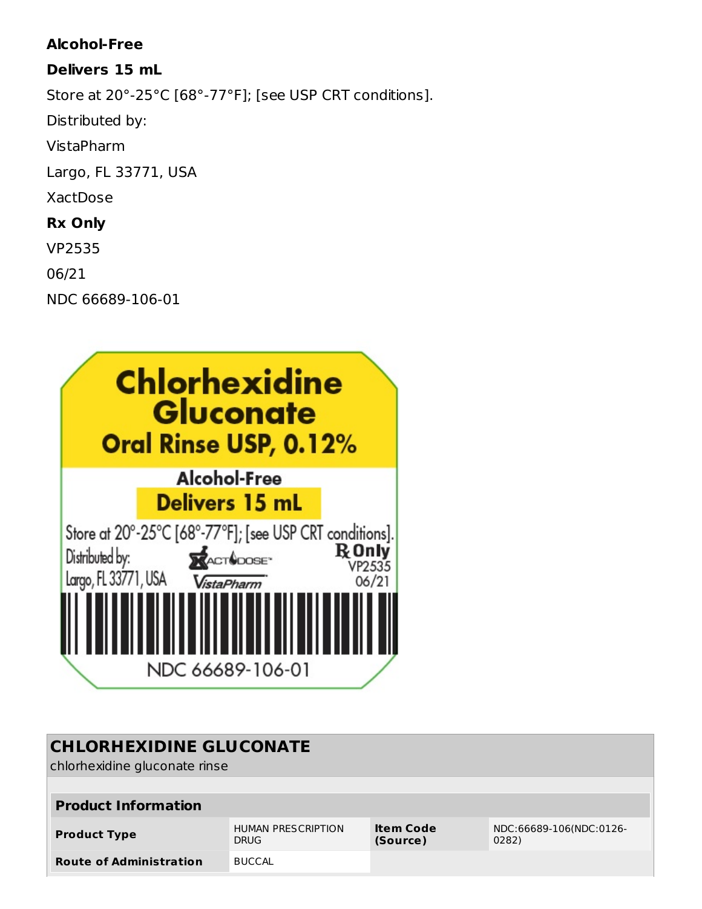**Alcohol-Free**

**Delivers 15 mL**

Store at 20°-25°C [68°-77°F]; [see USP CRT conditions].

Distributed by:

VistaPharm

Largo, FL 33771, USA

XactDose

**Rx Only**

VP2535

06/21

NDC 66689-106-01

Chlorhexidine Gluconate Oral Rinse USP, 0.12%

Alcohol-Free

Delivers 15 mL

Store at 20°-25°C [68°-77°F]; [see USP CRT conditions].

Distributed by: Largo, FL 33771, USA

XactDose VistaPharm

Rx Only VP2535 06/21

NDC 66689-106-01

| **CHLORHEXIDINE GLUCONATE** chlorhexidine gluconate rinse | | | |
|---|---|---|---|
| **Product Information** | | | |
| **Product Type** | HUMAN PRESCRIPTION DRUG | **Item Code (Source)** | NDC:66689-106(NDC:0126-0282) |
| **Route of Administration** | BUCCAL | | |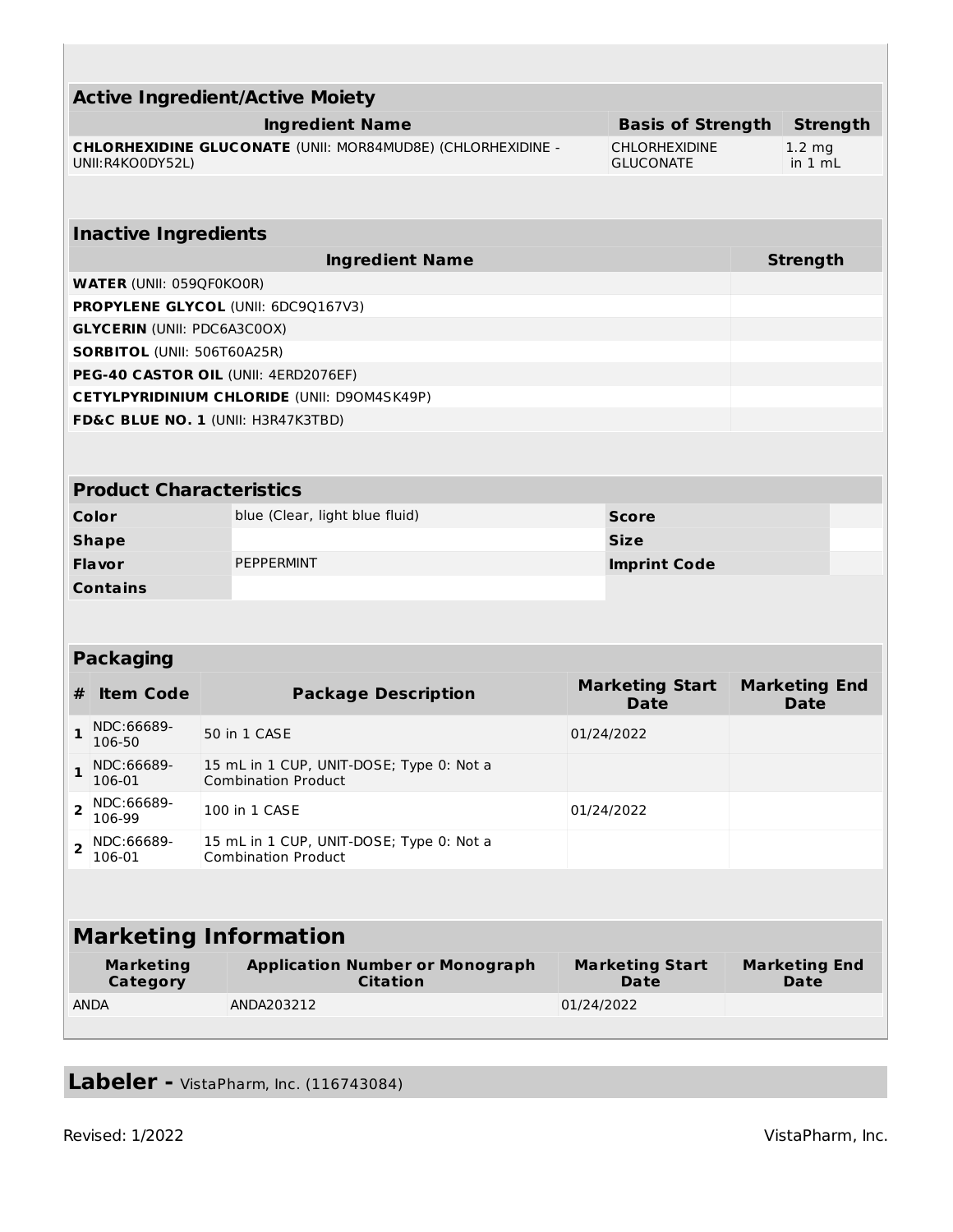## Active Ingredient/Active Moiety

| Ingredient Name | Basis of Strength | Strength |
|---|---|---|
| **CHLORHEXIDINE GLUCONATE** (UNII: MOR84MUD8E) (CHLORHEXIDINE - UNII:R4KO0DY52L) | CHLORHEXIDINE GLUCONATE | 1.2 mg in 1 mL |

## Inactive Ingredients

| Ingredient Name | Strength |
|---|---|
| **WATER** (UNII: 059QF0KO0R) | |
| **PROPYLENE GLYCOL** (UNII: 6DC9Q167V3) | |
| **GLYCERIN** (UNII: PDC6A3C0OX) | |
| **SORBITOL** (UNII: 506T60A25R) | |
| **PEG-40 CASTOR OIL** (UNII: 4ERD2076EF) | |
| **CETYLPYRIDINIUM CHLORIDE** (UNII: D9OM4SK49P) | |
| **FD&C BLUE NO. 1** (UNII: H3R47K3TBD) | |

## Product Characteristics

| | | | |
|---|---|---|---|
| **Color** | blue (Clear, light blue fluid) | **Score** | |
| **Shape** | | **Size** | |
| **Flavor** | PEPPERMINT | **Imprint Code** | |
| **Contains** | | | |

## Packaging

| # | Item Code | Package Description | Marketing Start Date | Marketing End Date |
|---|---|---|---|---|
| 1 | NDC:66689-106-50 | 50 in 1 CASE | 01/24/2022 | |
| 1 | NDC:66689-106-01 | 15 mL in 1 CUP, UNIT-DOSE; Type 0: Not a Combination Product | | |
| 2 | NDC:66689-106-99 | 100 in 1 CASE | 01/24/2022 | |
| 2 | NDC:66689-106-01 | 15 mL in 1 CUP, UNIT-DOSE; Type 0: Not a Combination Product | | |

## Marketing Information

| Marketing Category | Application Number or Monograph Citation | Marketing Start Date | Marketing End Date |
|---|---|---|---|
| ANDA | ANDA203212 | 01/24/2022 | |

**Labeler -** VistaPharm, Inc. (116743084)

Revised: 1/2022

VistaPharm, Inc.